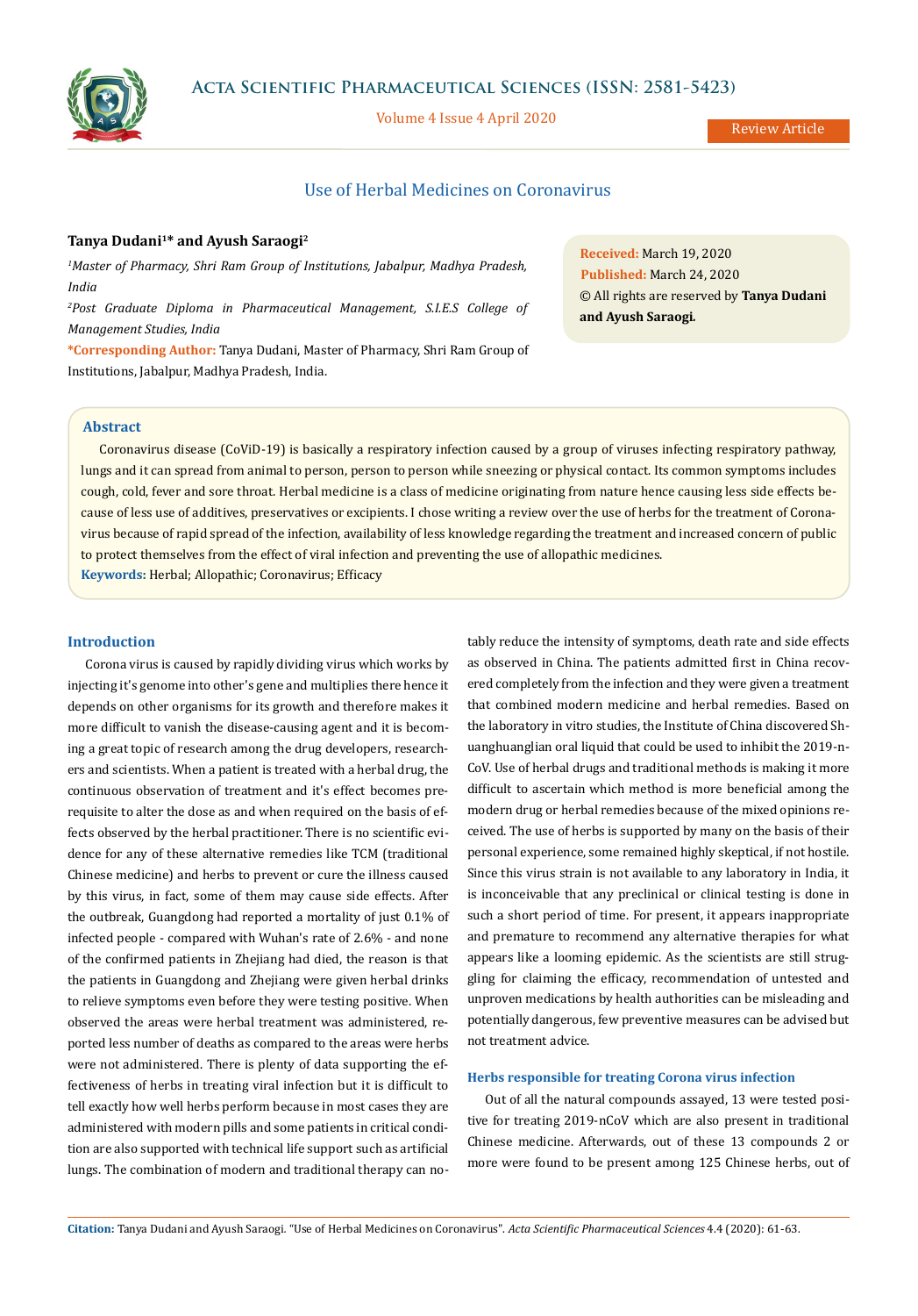Review Article

# Use of Herbal Medicines on Coronavirus

**Tanya Dudani[1]* and Ayush Saraogi[2]**

*[1]Master of Pharmacy, Shri Ram Group of Institutions, Jabalpur, Madhya Pradesh, India*

*[2]Post Graduate Diploma in Pharmaceutical Management, S.I.E.S College of Management Studies, India*

***Corresponding Author:** Tanya Dudani, Master of Pharmacy, Shri Ram Group of Institutions, Jabalpur, Madhya Pradesh, India.

**Received:** March 19, 2020
**Published:** March 24, 2020
© All rights are reserved by **Tanya Dudani and Ayush Saraogi.**

## Abstract

Coronavirus disease (CoViD-19) is basically a respiratory infection caused by a group of viruses infecting respiratory pathway, lungs and it can spread from animal to person, person to person while sneezing or physical contact. Its common symptoms includes cough, cold, fever and sore throat. Herbal medicine is a class of medicine originating from nature hence causing less side effects because of less use of additives, preservatives or excipients. I chose writing a review over the use of herbs for the treatment of Coronavirus because of rapid spread of the infection, availability of less knowledge regarding the treatment and increased concern of public to protect themselves from the effect of viral infection and preventing the use of allopathic medicines.

**Keywords:** Herbal; Allopathic; Coronavirus; Efficacy

## Introduction

Corona virus is caused by rapidly dividing virus which works by injecting it's genome into other's gene and multiplies there hence it depends on other organisms for its growth and therefore makes it more difficult to vanish the disease-causing agent and it is becoming a great topic of research among the drug developers, researchers and scientists. When a patient is treated with a herbal drug, the continuous observation of treatment and it's effect becomes prerequisite to alter the dose as and when required on the basis of effects observed by the herbal practitioner. There is no scientific evidence for any of these alternative remedies like TCM (traditional Chinese medicine) and herbs to prevent or cure the illness caused by this virus, in fact, some of them may cause side effects. After the outbreak, Guangdong had reported a mortality of just 0.1% of infected people - compared with Wuhan's rate of 2.6% - and none of the confirmed patients in Zhejiang had died, the reason is that the patients in Guangdong and Zhejiang were given herbal drinks to relieve symptoms even before they were testing positive. When observed the areas were herbal treatment was administered, reported less number of deaths as compared to the areas were herbs were not administered. There is plenty of data supporting the effectiveness of herbs in treating viral infection but it is difficult to tell exactly how well herbs perform because in most cases they are administered with modern pills and some patients in critical condition are also supported with technical life support such as artificial lungs. The combination of modern and traditional therapy can notably reduce the intensity of symptoms, death rate and side effects as observed in China. The patients admitted first in China recovered completely from the infection and they were given a treatment that combined modern medicine and herbal remedies. Based on the laboratory in vitro studies, the Institute of China discovered Shuanghuanglian oral liquid that could be used to inhibit the 2019-n-CoV. Use of herbal drugs and traditional methods is making it more difficult to ascertain which method is more beneficial among the modern drug or herbal remedies because of the mixed opinions received. The use of herbs is supported by many on the basis of their personal experience, some remained highly skeptical, if not hostile. Since this virus strain is not available to any laboratory in India, it is inconceivable that any preclinical or clinical testing is done in such a short period of time. For present, it appears inappropriate and premature to recommend any alternative therapies for what appears like a looming epidemic. As the scientists are still struggling for claiming the efficacy, recommendation of untested and unproven medications by health authorities can be misleading and potentially dangerous, few preventive measures can be advised but not treatment advice.

### Herbs responsible for treating Corona virus infection

Out of all the natural compounds assayed, 13 were tested positive for treating 2019-nCoV which are also present in traditional Chinese medicine. Afterwards, out of these 13 compounds 2 or more were found to be present among 125 Chinese herbs, out of

**Citation:** Tanya Dudani and Ayush Saraogi. "Use of Herbal Medicines on Coronavirus". *Acta Scientific Pharmaceutical Sciences* 4.4 (2020): 61-63.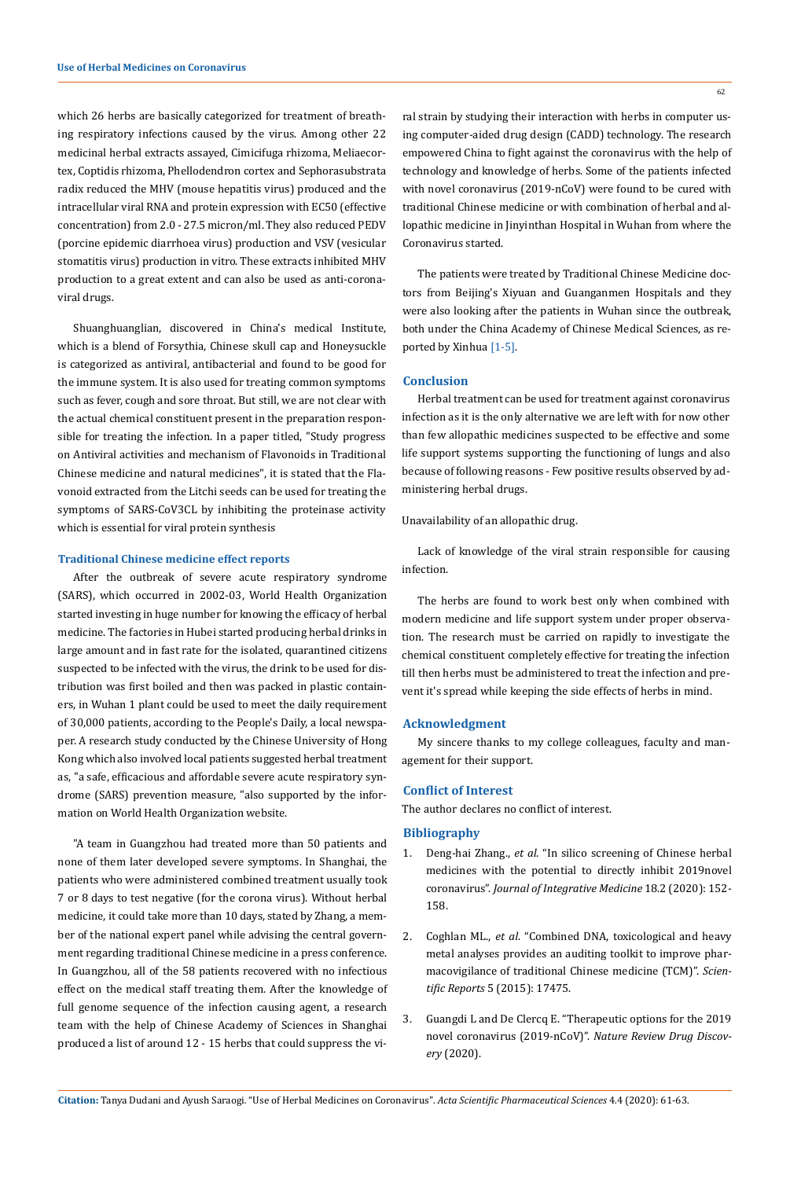which 26 herbs are basically categorized for treatment of breathing respiratory infections caused by the virus. Among other 22 medicinal herbal extracts assayed, Cimicifuga rhizoma, Meliaecortex, Coptidis rhizoma, Phellodendron cortex and Sephorasubstrata radix reduced the MHV (mouse hepatitis virus) produced and the intracellular viral RNA and protein expression with EC50 (effective concentration) from 2.0 - 27.5 micron/ml. They also reduced PEDV (porcine epidemic diarrhoea virus) production and VSV (vesicular stomatitis virus) production in vitro. These extracts inhibited MHV production to a great extent and can also be used as anti-coronaviral drugs.

Shuanghuanglian, discovered in China's medical Institute, which is a blend of Forsythia, Chinese skull cap and Honeysuckle is categorized as antiviral, antibacterial and found to be good for the immune system. It is also used for treating common symptoms such as fever, cough and sore throat. But still, we are not clear with the actual chemical constituent present in the preparation responsible for treating the infection. In a paper titled, "Study progress on Antiviral activities and mechanism of Flavonoids in Traditional Chinese medicine and natural medicines", it is stated that the Flavonoid extracted from the Litchi seeds can be used for treating the symptoms of SARS-CoV3CL by inhibiting the proteinase activity which is essential for viral protein synthesis

### Traditional Chinese medicine effect reports

After the outbreak of severe acute respiratory syndrome (SARS), which occurred in 2002-03, World Health Organization started investing in huge number for knowing the efficacy of herbal medicine. The factories in Hubei started producing herbal drinks in large amount and in fast rate for the isolated, quarantined citizens suspected to be infected with the virus, the drink to be used for distribution was first boiled and then was packed in plastic containers, in Wuhan 1 plant could be used to meet the daily requirement of 30,000 patients, according to the People's Daily, a local newspaper. A research study conducted by the Chinese University of Hong Kong which also involved local patients suggested herbal treatment as, "a safe, efficacious and affordable severe acute respiratory syndrome (SARS) prevention measure, "also supported by the information on World Health Organization website.

"A team in Guangzhou had treated more than 50 patients and none of them later developed severe symptoms. In Shanghai, the patients who were administered combined treatment usually took 7 or 8 days to test negative (for the corona virus). Without herbal medicine, it could take more than 10 days, stated by Zhang, a member of the national expert panel while advising the central government regarding traditional Chinese medicine in a press conference. In Guangzhou, all of the 58 patients recovered with no infectious effect on the medical staff treating them. After the knowledge of full genome sequence of the infection causing agent, a research team with the help of Chinese Academy of Sciences in Shanghai produced a list of around 12 - 15 herbs that could suppress the viral strain by studying their interaction with herbs in computer using computer-aided drug design (CADD) technology. The research empowered China to fight against the coronavirus with the help of technology and knowledge of herbs. Some of the patients infected with novel coronavirus (2019-nCoV) were found to be cured with traditional Chinese medicine or with combination of herbal and allopathic medicine in Jinyinthan Hospital in Wuhan from where the Coronavirus started.

The patients were treated by Traditional Chinese Medicine doctors from Beijing's Xiyuan and Guanganmen Hospitals and they were also looking after the patients in Wuhan since the outbreak, both under the China Academy of Chinese Medical Sciences, as reported by Xinhua [1-5].

## Conclusion

Herbal treatment can be used for treatment against coronavirus infection as it is the only alternative we are left with for now other than few allopathic medicines suspected to be effective and some life support systems supporting the functioning of lungs and also because of following reasons - Few positive results observed by administering herbal drugs.

Unavailability of an allopathic drug.

Lack of knowledge of the viral strain responsible for causing infection.

The herbs are found to work best only when combined with modern medicine and life support system under proper observation. The research must be carried on rapidly to investigate the chemical constituent completely effective for treating the infection till then herbs must be administered to treat the infection and prevent it's spread while keeping the side effects of herbs in mind.

## Acknowledgment

My sincere thanks to my college colleagues, faculty and management for their support.

## Conflict of Interest

The author declares no conflict of interest.

## Bibliography

1. Deng-hai Zhang., *et al.* "In silico screening of Chinese herbal medicines with the potential to directly inhibit 2019novel coronavirus". *Journal of Integrative Medicine* 18.2 (2020): 152-158.
2. Coghlan ML., *et al.* "Combined DNA, toxicological and heavy metal analyses provides an auditing toolkit to improve pharmacovigilance of traditional Chinese medicine (TCM)". *Scientific Reports* 5 (2015): 17475.
3. Guangdi L and De Clercq E. "Therapeutic options for the 2019 novel coronavirus (2019-nCoV)". *Nature Review Drug Discovery* (2020).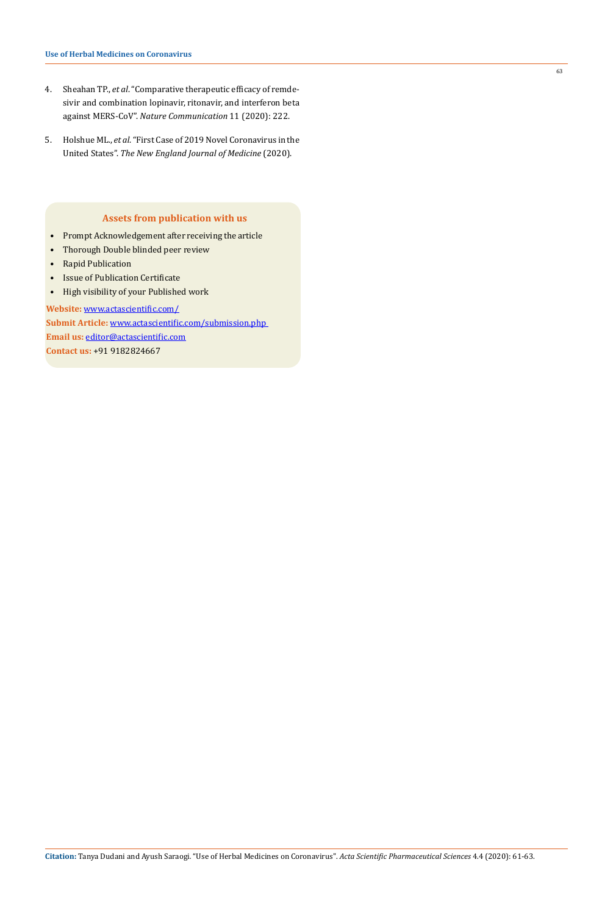4. Sheahan TP., *et al*. "Comparative therapeutic efficacy of remdesivir and combination lopinavir, ritonavir, and interferon beta against MERS-CoV". *Nature Communication* 11 (2020): 222.

5. Holshue ML., *et al*. "First Case of 2019 Novel Coronavirus in the United States". *The New England Journal of Medicine* (2020).

### Assets from publication with us

- Prompt Acknowledgement after receiving the article
- Thorough Double blinded peer review
- Rapid Publication
- Issue of Publication Certificate
- High visibility of your Published work

**Website:** www.actascientific.com/
**Submit Article:** www.actascientific.com/submission.php
**Email us:** editor@actascientific.com
**Contact us:** +91 9182824667

**Citation:** Tanya Dudani and Ayush Saraogi. "Use of Herbal Medicines on Coronavirus". *Acta Scientific Pharmaceutical Sciences* 4.4 (2020): 61-63.